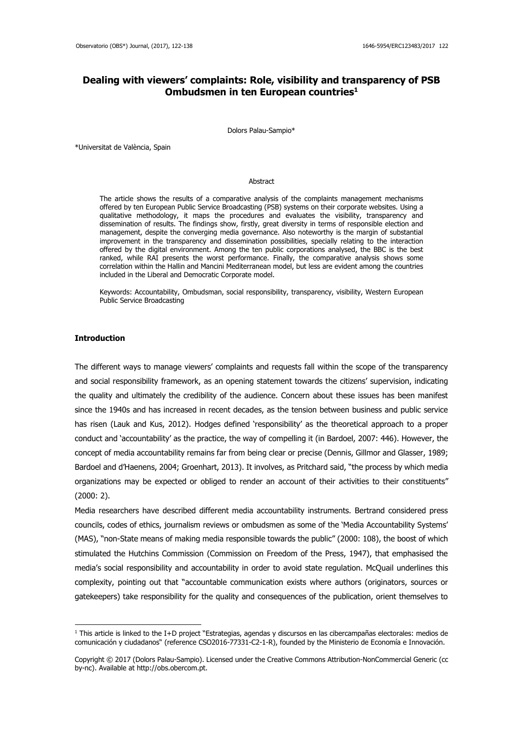# Dealing with viewers' complaints: Role, visibility and transparency of PSB Ombudsmen in ten European countries[1]

Dolors Palau-Sampio*

*Universitat de València, Spain

## Abstract

The article shows the results of a comparative analysis of the complaints management mechanisms offered by ten European Public Service Broadcasting (PSB) systems on their corporate websites. Using a qualitative methodology, it maps the procedures and evaluates the visibility, transparency and dissemination of results. The findings show, firstly, great diversity in terms of responsible election and management, despite the converging media governance. Also noteworthy is the margin of substantial improvement in the transparency and dissemination possibilities, specially relating to the interaction offered by the digital environment. Among the ten public corporations analysed, the BBC is the best ranked, while RAI presents the worst performance. Finally, the comparative analysis shows some correlation within the Hallin and Mancini Mediterranean model, but less are evident among the countries included in the Liberal and Democratic Corporate model.

Keywords: Accountability, Ombudsman, social responsibility, transparency, visibility, Western European Public Service Broadcasting

## Introduction

The different ways to manage viewers' complaints and requests fall within the scope of the transparency and social responsibility framework, as an opening statement towards the citizens' supervision, indicating the quality and ultimately the credibility of the audience. Concern about these issues has been manifest since the 1940s and has increased in recent decades, as the tension between business and public service has risen (Lauk and Kus, 2012). Hodges defined 'responsibility' as the theoretical approach to a proper conduct and 'accountability' as the practice, the way of compelling it (in Bardoel, 2007: 446). However, the concept of media accountability remains far from being clear or precise (Dennis, Gillmor and Glasser, 1989; Bardoel and d'Haenens, 2004; Groenhart, 2013). It involves, as Pritchard said, "the process by which media organizations may be expected or obliged to render an account of their activities to their constituents" (2000: 2).

Media researchers have described different media accountability instruments. Bertrand considered press councils, codes of ethics, journalism reviews or ombudsmen as some of the 'Media Accountability Systems' (MAS), "non-State means of making media responsible towards the public" (2000: 108), the boost of which stimulated the Hutchins Commission (Commission on Freedom of the Press, 1947), that emphasised the media's social responsibility and accountability in order to avoid state regulation. McQuail underlines this complexity, pointing out that "accountable communication exists where authors (originators, sources or gatekeepers) take responsibility for the quality and consequences of the publication, orient themselves to

[1] This article is linked to the I+D project "Estrategias, agendas y discursos en las cibercampañas electorales: medios de comunicación y ciudadanos" (reference CSO2016-77331-C2-1-R), founded by the Ministerio de Economía e Innovación.

Copyright © 2017 (Dolors Palau-Sampio). Licensed under the Creative Commons Attribution-NonCommercial Generic (cc by-nc). Available at http://obs.obercom.pt.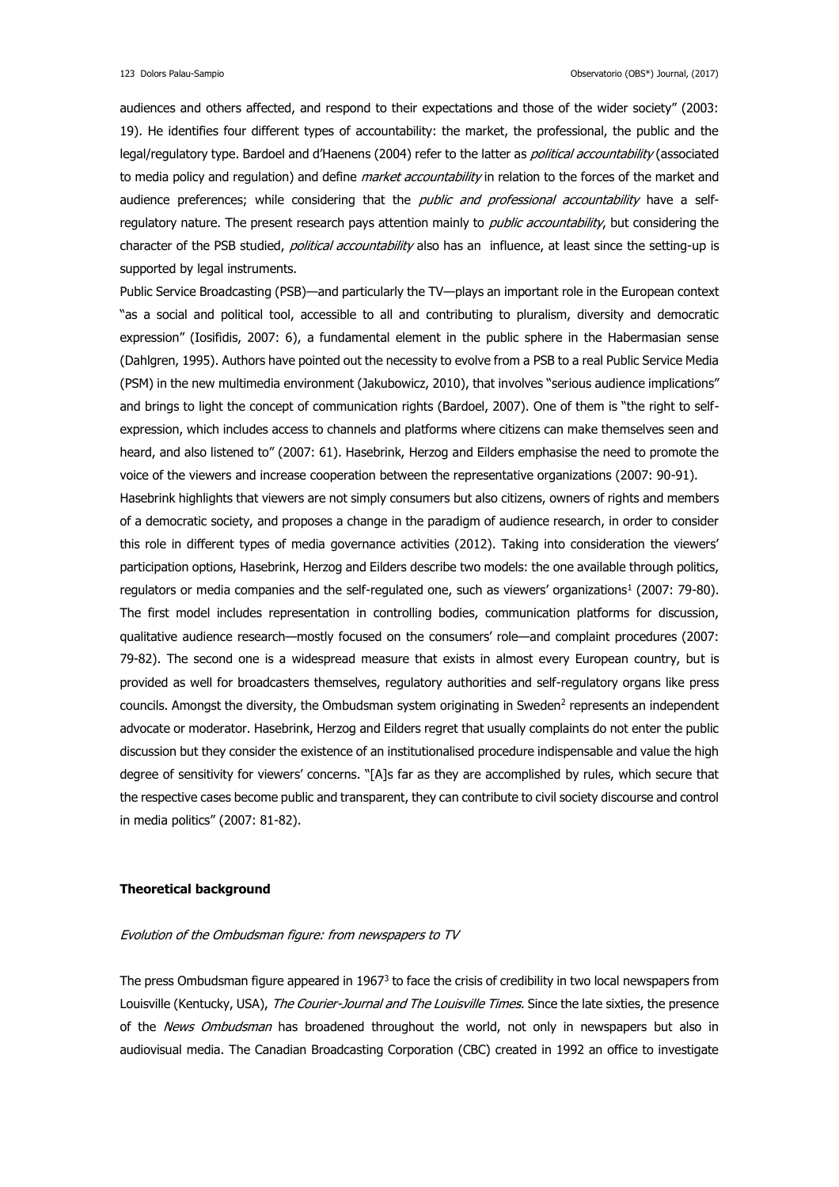audiences and others affected, and respond to their expectations and those of the wider society" (2003: 19). He identifies four different types of accountability: the market, the professional, the public and the legal/regulatory type. Bardoel and d'Haenens (2004) refer to the latter as *political accountability* (associated to media policy and regulation) and define *market accountability* in relation to the forces of the market and audience preferences; while considering that the *public and professional accountability* have a self-regulatory nature. The present research pays attention mainly to *public accountability*, but considering the character of the PSB studied, *political accountability* also has an influence, at least since the setting-up is supported by legal instruments.

Public Service Broadcasting (PSB)—and particularly the TV—plays an important role in the European context "as a social and political tool, accessible to all and contributing to pluralism, diversity and democratic expression" (Iosifidis, 2007: 6), a fundamental element in the public sphere in the Habermasian sense (Dahlgren, 1995). Authors have pointed out the necessity to evolve from a PSB to a real Public Service Media (PSM) in the new multimedia environment (Jakubowicz, 2010), that involves "serious audience implications" and brings to light the concept of communication rights (Bardoel, 2007). One of them is "the right to self-expression, which includes access to channels and platforms where citizens can make themselves seen and heard, and also listened to" (2007: 61). Hasebrink, Herzog and Eilders emphasise the need to promote the voice of the viewers and increase cooperation between the representative organizations (2007: 90-91).

Hasebrink highlights that viewers are not simply consumers but also citizens, owners of rights and members of a democratic society, and proposes a change in the paradigm of audience research, in order to consider this role in different types of media governance activities (2012). Taking into consideration the viewers' participation options, Hasebrink, Herzog and Eilders describe two models: the one available through politics, regulators or media companies and the self-regulated one, such as viewers' organizations[1] (2007: 79-80). The first model includes representation in controlling bodies, communication platforms for discussion, qualitative audience research—mostly focused on the consumers' role—and complaint procedures (2007: 79-82). The second one is a widespread measure that exists in almost every European country, but is provided as well for broadcasters themselves, regulatory authorities and self-regulatory organs like press councils. Amongst the diversity, the Ombudsman system originating in Sweden[2] represents an independent advocate or moderator. Hasebrink, Herzog and Eilders regret that usually complaints do not enter the public discussion but they consider the existence of an institutionalised procedure indispensable and value the high degree of sensitivity for viewers' concerns. "[A]s far as they are accomplished by rules, which secure that the respective cases become public and transparent, they can contribute to civil society discourse and control in media politics" (2007: 81-82).

## Theoretical background

### *Evolution of the Ombudsman figure: from newspapers to TV*

The press Ombudsman figure appeared in 1967[3] to face the crisis of credibility in two local newspapers from Louisville (Kentucky, USA), *The Courier-Journal and The Louisville Times.* Since the late sixties, the presence of the *News Ombudsman* has broadened throughout the world, not only in newspapers but also in audiovisual media. The Canadian Broadcasting Corporation (CBC) created in 1992 an office to investigate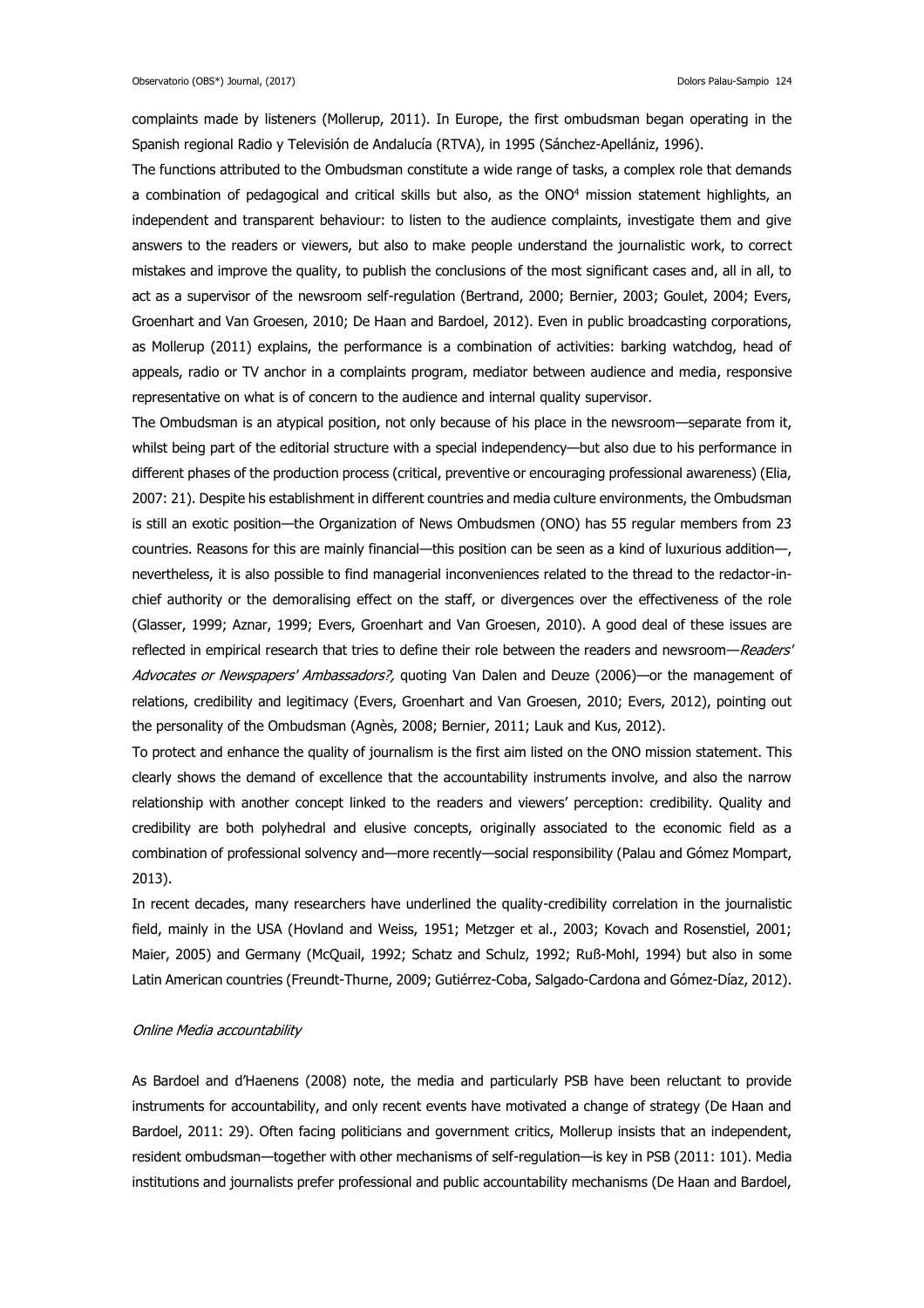complaints made by listeners (Mollerup, 2011). In Europe, the first ombudsman began operating in the Spanish regional Radio y Televisión de Andalucía (RTVA), in 1995 (Sánchez-Apellániz, 1996).

The functions attributed to the Ombudsman constitute a wide range of tasks, a complex role that demands a combination of pedagogical and critical skills but also, as the ONO[4] mission statement highlights, an independent and transparent behaviour: to listen to the audience complaints, investigate them and give answers to the readers or viewers, but also to make people understand the journalistic work, to correct mistakes and improve the quality, to publish the conclusions of the most significant cases and, all in all, to act as a supervisor of the newsroom self-regulation (Bertrand, 2000; Bernier, 2003; Goulet, 2004; Evers, Groenhart and Van Groesen, 2010; De Haan and Bardoel, 2012). Even in public broadcasting corporations, as Mollerup (2011) explains, the performance is a combination of activities: barking watchdog, head of appeals, radio or TV anchor in a complaints program, mediator between audience and media, responsive representative on what is of concern to the audience and internal quality supervisor.

The Ombudsman is an atypical position, not only because of his place in the newsroom—separate from it, whilst being part of the editorial structure with a special independency—but also due to his performance in different phases of the production process (critical, preventive or encouraging professional awareness) (Elia, 2007: 21). Despite his establishment in different countries and media culture environments, the Ombudsman is still an exotic position—the Organization of News Ombudsmen (ONO) has 55 regular members from 23 countries. Reasons for this are mainly financial—this position can be seen as a kind of luxurious addition—, nevertheless, it is also possible to find managerial inconveniences related to the thread to the redactor-in-chief authority or the demoralising effect on the staff, or divergences over the effectiveness of the role (Glasser, 1999; Aznar, 1999; Evers, Groenhart and Van Groesen, 2010). A good deal of these issues are reflected in empirical research that tries to define their role between the readers and newsroom—*Readers' Advocates or Newspapers' Ambassadors?,* quoting Van Dalen and Deuze (2006)—or the management of relations, credibility and legitimacy (Evers, Groenhart and Van Groesen, 2010; Evers, 2012), pointing out the personality of the Ombudsman (Agnès, 2008; Bernier, 2011; Lauk and Kus, 2012).

To protect and enhance the quality of journalism is the first aim listed on the ONO mission statement. This clearly shows the demand of excellence that the accountability instruments involve, and also the narrow relationship with another concept linked to the readers and viewers' perception: credibility. Quality and credibility are both polyhedral and elusive concepts, originally associated to the economic field as a combination of professional solvency and—more recently—social responsibility (Palau and Gómez Mompart, 2013).

In recent decades, many researchers have underlined the quality-credibility correlation in the journalistic field, mainly in the USA (Hovland and Weiss, 1951; Metzger et al., 2003; Kovach and Rosenstiel, 2001; Maier, 2005) and Germany (McQuail, 1992; Schatz and Schulz, 1992; Ruß-Mohl, 1994) but also in some Latin American countries (Freundt-Thurne, 2009; Gutiérrez-Coba, Salgado-Cardona and Gómez-Díaz, 2012).

*Online Media accountability*

As Bardoel and d'Haenens (2008) note, the media and particularly PSB have been reluctant to provide instruments for accountability, and only recent events have motivated a change of strategy (De Haan and Bardoel, 2011: 29). Often facing politicians and government critics, Mollerup insists that an independent, resident ombudsman—together with other mechanisms of self-regulation—is key in PSB (2011: 101). Media institutions and journalists prefer professional and public accountability mechanisms (De Haan and Bardoel,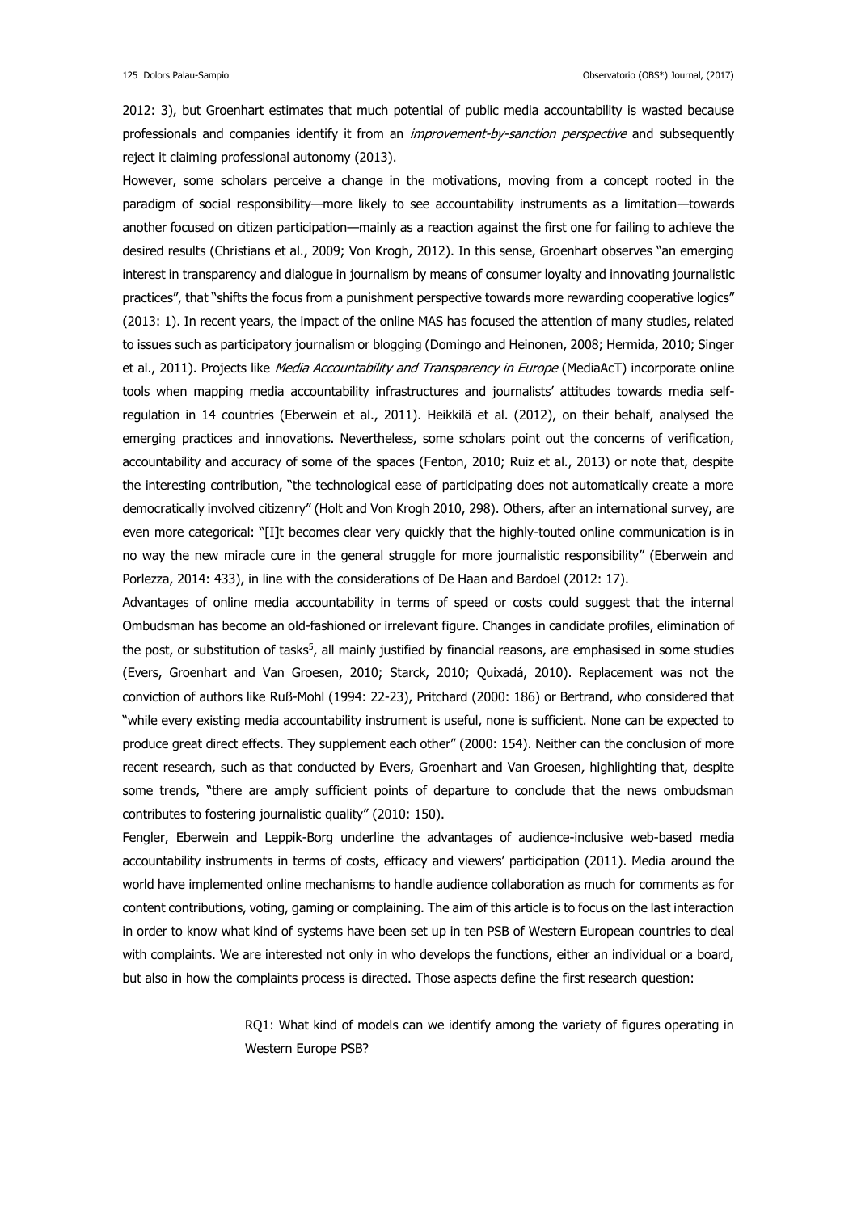2012: 3), but Groenhart estimates that much potential of public media accountability is wasted because professionals and companies identify it from an *improvement-by-sanction perspective* and subsequently reject it claiming professional autonomy (2013).

However, some scholars perceive a change in the motivations, moving from a concept rooted in the paradigm of social responsibility—more likely to see accountability instruments as a limitation—towards another focused on citizen participation—mainly as a reaction against the first one for failing to achieve the desired results (Christians et al., 2009; Von Krogh, 2012). In this sense, Groenhart observes "an emerging interest in transparency and dialogue in journalism by means of consumer loyalty and innovating journalistic practices", that "shifts the focus from a punishment perspective towards more rewarding cooperative logics" (2013: 1). In recent years, the impact of the online MAS has focused the attention of many studies, related to issues such as participatory journalism or blogging (Domingo and Heinonen, 2008; Hermida, 2010; Singer et al., 2011). Projects like *Media Accountability and Transparency in Europe* (MediaAcT) incorporate online tools when mapping media accountability infrastructures and journalists' attitudes towards media self-regulation in 14 countries (Eberwein et al., 2011). Heikkilä et al. (2012), on their behalf, analysed the emerging practices and innovations. Nevertheless, some scholars point out the concerns of verification, accountability and accuracy of some of the spaces (Fenton, 2010; Ruiz et al., 2013) or note that, despite the interesting contribution, "the technological ease of participating does not automatically create a more democratically involved citizenry" (Holt and Von Krogh 2010, 298). Others, after an international survey, are even more categorical: "[I]t becomes clear very quickly that the highly-touted online communication is in no way the new miracle cure in the general struggle for more journalistic responsibility" (Eberwein and Porlezza, 2014: 433), in line with the considerations of De Haan and Bardoel (2012: 17).

Advantages of online media accountability in terms of speed or costs could suggest that the internal Ombudsman has become an old-fashioned or irrelevant figure. Changes in candidate profiles, elimination of the post, or substitution of tasks[5], all mainly justified by financial reasons, are emphasised in some studies (Evers, Groenhart and Van Groesen, 2010; Starck, 2010; Quixadá, 2010). Replacement was not the conviction of authors like Ruß-Mohl (1994: 22-23), Pritchard (2000: 186) or Bertrand, who considered that "while every existing media accountability instrument is useful, none is sufficient. None can be expected to produce great direct effects. They supplement each other" (2000: 154). Neither can the conclusion of more recent research, such as that conducted by Evers, Groenhart and Van Groesen, highlighting that, despite some trends, "there are amply sufficient points of departure to conclude that the news ombudsman contributes to fostering journalistic quality" (2010: 150).

Fengler, Eberwein and Leppik-Borg underline the advantages of audience-inclusive web-based media accountability instruments in terms of costs, efficacy and viewers' participation (2011). Media around the world have implemented online mechanisms to handle audience collaboration as much for comments as for content contributions, voting, gaming or complaining. The aim of this article is to focus on the last interaction in order to know what kind of systems have been set up in ten PSB of Western European countries to deal with complaints. We are interested not only in who develops the functions, either an individual or a board, but also in how the complaints process is directed. Those aspects define the first research question:

> RQ1: What kind of models can we identify among the variety of figures operating in Western Europe PSB?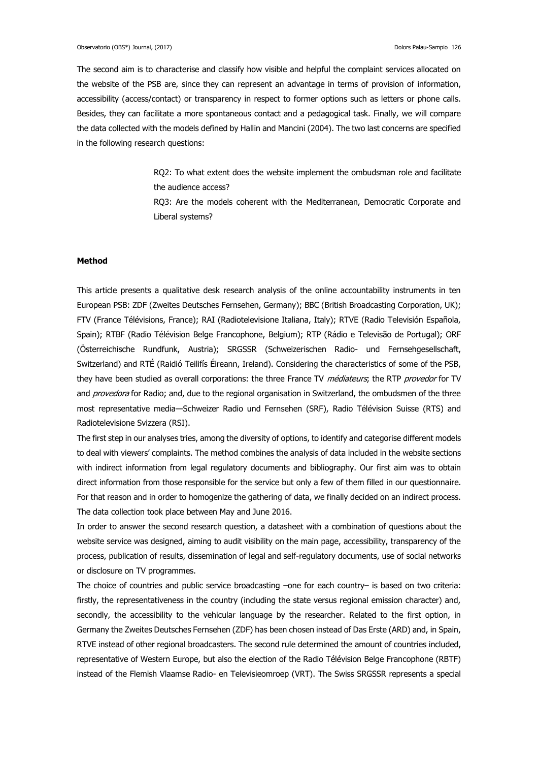The second aim is to characterise and classify how visible and helpful the complaint services allocated on the website of the PSB are, since they can represent an advantage in terms of provision of information, accessibility (access/contact) or transparency in respect to former options such as letters or phone calls. Besides, they can facilitate a more spontaneous contact and a pedagogical task. Finally, we will compare the data collected with the models defined by Hallin and Mancini (2004). The two last concerns are specified in the following research questions:

> RQ2: To what extent does the website implement the ombudsman role and facilitate the audience access?
>
> RQ3: Are the models coherent with the Mediterranean, Democratic Corporate and Liberal systems?

**Method**

This article presents a qualitative desk research analysis of the online accountability instruments in ten European PSB: ZDF (Zweites Deutsches Fernsehen, Germany); BBC (British Broadcasting Corporation, UK); FTV (France Télévisions, France); RAI (Radiotelevisione Italiana, Italy); RTVE (Radio Televisión Española, Spain); RTBF (Radio Télévision Belge Francophone, Belgium); RTP (Rádio e Televisão de Portugal); ORF (Österreichische Rundfunk, Austria); SRGSSR (Schweizerischen Radio- und Fernsehgesellschaft, Switzerland) and RTÉ (Raidió Teilifís Éireann, Ireland). Considering the characteristics of some of the PSB, they have been studied as overall corporations: the three France TV *médiateurs*; the RTP *provedor* for TV and *provedora* for Radio; and, due to the regional organisation in Switzerland, the ombudsmen of the three most representative media—Schweizer Radio und Fernsehen (SRF), Radio Télévision Suisse (RTS) and Radiotelevisione Svizzera (RSI).

The first step in our analyses tries, among the diversity of options, to identify and categorise different models to deal with viewers' complaints. The method combines the analysis of data included in the website sections with indirect information from legal regulatory documents and bibliography. Our first aim was to obtain direct information from those responsible for the service but only a few of them filled in our questionnaire. For that reason and in order to homogenize the gathering of data, we finally decided on an indirect process. The data collection took place between May and June 2016.

In order to answer the second research question, a datasheet with a combination of questions about the website service was designed, aiming to audit visibility on the main page, accessibility, transparency of the process, publication of results, dissemination of legal and self-regulatory documents, use of social networks or disclosure on TV programmes.

The choice of countries and public service broadcasting –one for each country– is based on two criteria: firstly, the representativeness in the country (including the state versus regional emission character) and, secondly, the accessibility to the vehicular language by the researcher. Related to the first option, in Germany the Zweites Deutsches Fernsehen (ZDF) has been chosen instead of Das Erste (ARD) and, in Spain, RTVE instead of other regional broadcasters. The second rule determined the amount of countries included, representative of Western Europe, but also the election of the Radio Télévision Belge Francophone (RBTF) instead of the Flemish Vlaamse Radio- en Televisieomroep (VRT). The Swiss SRGSSR represents a special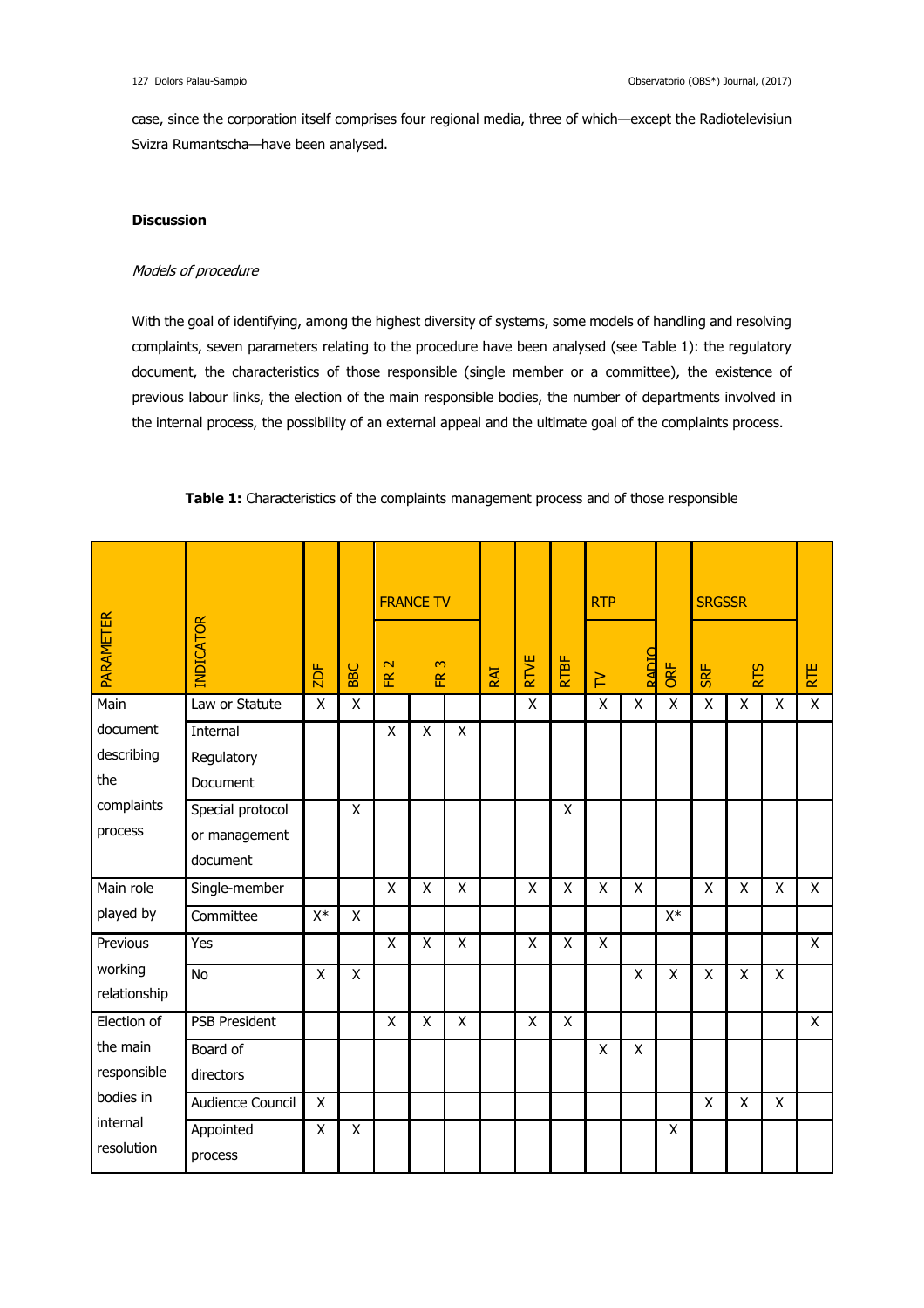case, since the corporation itself comprises four regional media, three of which—except the Radiotelevisiun Svizra Rumantscha—have been analysed.

### Discussion

#### *Models of procedure*

With the goal of identifying, among the highest diversity of systems, some models of handling and resolving complaints, seven parameters relating to the procedure have been analysed (see Table 1): the regulatory document, the characteristics of those responsible (single member or a committee), the existence of previous labour links, the election of the main responsible bodies, the number of departments involved in the internal process, the possibility of an external appeal and the ultimate goal of the complaints process.

**Table 1:** Characteristics of the complaints management process and of those responsible

| PARAMETER | INDICATOR | ZDF | BBC | FRANCE TV | | | RAI | RTVE | RTBF | RTP | | ORF | SRGSSR | | | RTE |
|---|---|---|---|---|---|---|---|---|---|---|---|---|---|---|---|---|
| | | | | FR 2 | FR 3 | | | | | TV | RADIO | | SRF | RTS | | |
| Main document describing the complaints process | Law or Statute | X | X | | | | | X | | X | X | X | X | X | X | X |
| | Internal Regulatory Document | | | X | X | X | | | | | | | | | | |
| | Special protocol or management document | | X | | | | | | X | | | | | | | |
| Main role played by | Single-member | | | X | X | X | | X | X | X | X | | X | X | X | X |
| | Committee | X* | X | | | | | | | | | X* | | | | |
| Previous working relationship | Yes | | | X | X | X | | X | X | X | | | | | | X |
| | No | X | X | | | | | | | | X | X | X | X | X | |
| Election of the main responsible bodies in internal resolution | PSB President | | | X | X | X | | X | X | | | | | | | X |
| | Board of directors | | | | | | | | | X | X | | | | | |
| | Audience Council | X | | | | | | | | | | | X | X | X | |
| | Appointed process | X | X | | | | | | | | | X | | | | |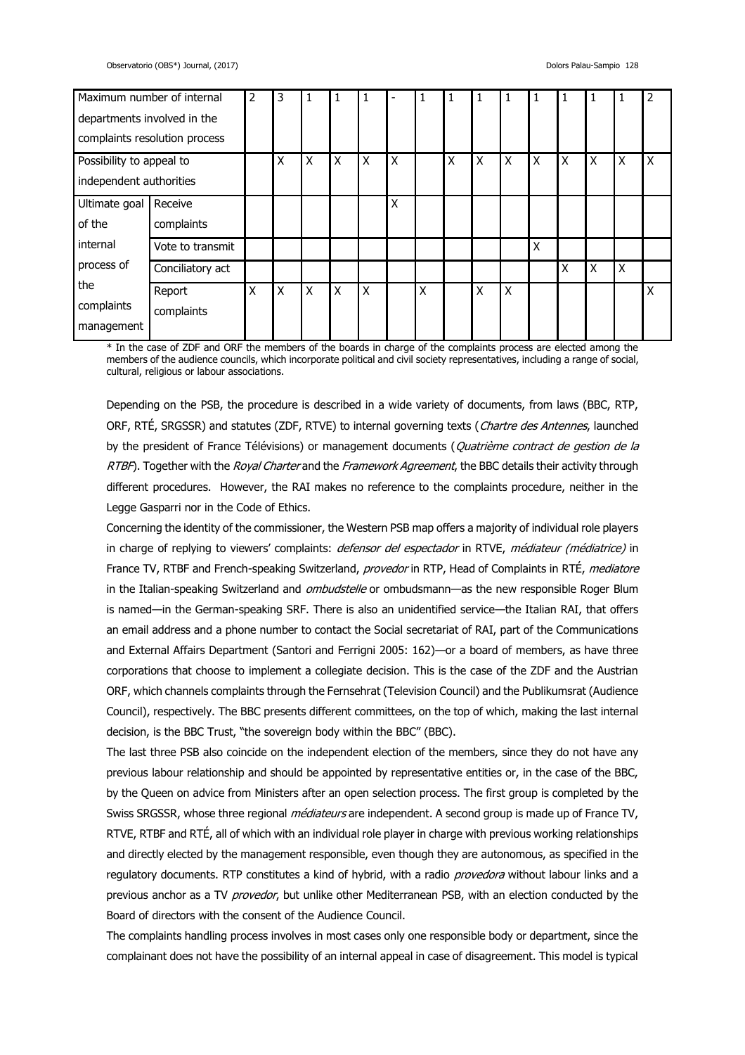| Maximum number of internal departments involved in the complaints resolution process | | 2 | 3 | 1 | 1 | 1 | - | 1 | 1 | 1 | 1 | 1 | 1 | 1 | 1 | 2 |
|---|---|---|---|---|---|---|---|---|---|---|---|---|---|---|---|---|
| Possibility to appeal to independent authorities | | | X | X | X | X | X | | X | X | X | X | X | X | X | X |
| Ultimate goal of the internal process of the complaints management | Receive complaints | | | | | | X | | | | | | | | | |
| | Vote to transmit | | | | | | | | | | | X | | | | |
| | Conciliatory act | | | | | | | | | | | | X | X | X | |
| | Report complaints | X | X | X | X | X | | X | | X | X | | | | | X |

* In the case of ZDF and ORF the members of the boards in charge of the complaints process are elected among the members of the audience councils, which incorporate political and civil society representatives, including a range of social, cultural, religious or labour associations.

Depending on the PSB, the procedure is described in a wide variety of documents, from laws (BBC, RTP, ORF, RTÉ, SRGSSR) and statutes (ZDF, RTVE) to internal governing texts (*Chartre des Antennes*, launched by the president of France Télévisions) or management documents (*Quatrième contract de gestion de la RTBF*). Together with the *Royal Charter* and the *Framework Agreement*, the BBC details their activity through different procedures. However, the RAI makes no reference to the complaints procedure, neither in the Legge Gasparri nor in the Code of Ethics.

Concerning the identity of the commissioner, the Western PSB map offers a majority of individual role players in charge of replying to viewers' complaints: *defensor del espectador* in RTVE, *médiateur (médiatrice)* in France TV, RTBF and French-speaking Switzerland, *provedor* in RTP, Head of Complaints in RTÉ, *mediatore* in the Italian-speaking Switzerland and *ombudstelle* or ombudsmann—as the new responsible Roger Blum is named—in the German-speaking SRF. There is also an unidentified service—the Italian RAI, that offers an email address and a phone number to contact the Social secretariat of RAI, part of the Communications and External Affairs Department (Santori and Ferrigni 2005: 162)—or a board of members, as have three corporations that choose to implement a collegiate decision. This is the case of the ZDF and the Austrian ORF, which channels complaints through the Fernsehrat (Television Council) and the Publikumsrat (Audience Council), respectively. The BBC presents different committees, on the top of which, making the last internal decision, is the BBC Trust, "the sovereign body within the BBC" (BBC).

The last three PSB also coincide on the independent election of the members, since they do not have any previous labour relationship and should be appointed by representative entities or, in the case of the BBC, by the Queen on advice from Ministers after an open selection process. The first group is completed by the Swiss SRGSSR, whose three regional *médiateurs* are independent. A second group is made up of France TV, RTVE, RTBF and RTÉ, all of which with an individual role player in charge with previous working relationships and directly elected by the management responsible, even though they are autonomous, as specified in the regulatory documents. RTP constitutes a kind of hybrid, with a radio *provedora* without labour links and a previous anchor as a TV *provedor*, but unlike other Mediterranean PSB, with an election conducted by the Board of directors with the consent of the Audience Council.

The complaints handling process involves in most cases only one responsible body or department, since the complainant does not have the possibility of an internal appeal in case of disagreement. This model is typical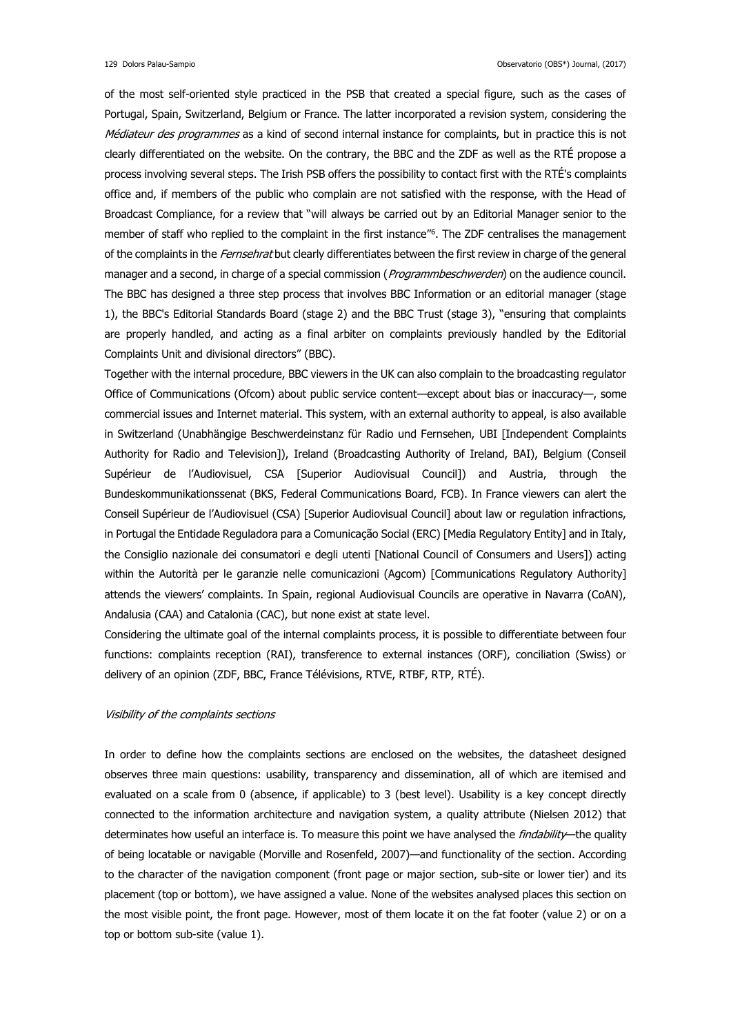of the most self-oriented style practiced in the PSB that created a special figure, such as the cases of Portugal, Spain, Switzerland, Belgium or France. The latter incorporated a revision system, considering the *Médiateur des programmes* as a kind of second internal instance for complaints, but in practice this is not clearly differentiated on the website. On the contrary, the BBC and the ZDF as well as the RTÉ propose a process involving several steps. The Irish PSB offers the possibility to contact first with the RTÉ's complaints office and, if members of the public who complain are not satisfied with the response, with the Head of Broadcast Compliance, for a review that "will always be carried out by an Editorial Manager senior to the member of staff who replied to the complaint in the first instance"[6]. The ZDF centralises the management of the complaints in the *Fernsehrat* but clearly differentiates between the first review in charge of the general manager and a second, in charge of a special commission (*Programmbeschwerden*) on the audience council. The BBC has designed a three step process that involves BBC Information or an editorial manager (stage 1), the BBC's Editorial Standards Board (stage 2) and the BBC Trust (stage 3), "ensuring that complaints are properly handled, and acting as a final arbiter on complaints previously handled by the Editorial Complaints Unit and divisional directors" (BBC).

Together with the internal procedure, BBC viewers in the UK can also complain to the broadcasting regulator Office of Communications (Ofcom) about public service content—except about bias or inaccuracy—, some commercial issues and Internet material. This system, with an external authority to appeal, is also available in Switzerland (Unabhängige Beschwerdeinstanz für Radio und Fernsehen, UBI [Independent Complaints Authority for Radio and Television]), Ireland (Broadcasting Authority of Ireland, BAI), Belgium (Conseil Supérieur de l'Audiovisuel, CSA [Superior Audiovisual Council]) and Austria, through the Bundeskommunikationssenat (BKS, Federal Communications Board, FCB). In France viewers can alert the Conseil Supérieur de l'Audiovisuel (CSA) [Superior Audiovisual Council] about law or regulation infractions, in Portugal the Entidade Reguladora para a Comunicação Social (ERC) [Media Regulatory Entity] and in Italy, the Consiglio nazionale dei consumatori e degli utenti [National Council of Consumers and Users]) acting within the Autorità per le garanzie nelle comunicazioni (Agcom) [Communications Regulatory Authority] attends the viewers' complaints. In Spain, regional Audiovisual Councils are operative in Navarra (CoAN), Andalusia (CAA) and Catalonia (CAC), but none exist at state level.

Considering the ultimate goal of the internal complaints process, it is possible to differentiate between four functions: complaints reception (RAI), transference to external instances (ORF), conciliation (Swiss) or delivery of an opinion (ZDF, BBC, France Télévisions, RTVE, RTBF, RTP, RTÉ).

### *Visibility of the complaints sections*

In order to define how the complaints sections are enclosed on the websites, the datasheet designed observes three main questions: usability, transparency and dissemination, all of which are itemised and evaluated on a scale from 0 (absence, if applicable) to 3 (best level). Usability is a key concept directly connected to the information architecture and navigation system, a quality attribute (Nielsen 2012) that determinates how useful an interface is. To measure this point we have analysed the *findability*—the quality of being locatable or navigable (Morville and Rosenfeld, 2007)—and functionality of the section. According to the character of the navigation component (front page or major section, sub-site or lower tier) and its placement (top or bottom), we have assigned a value. None of the websites analysed places this section on the most visible point, the front page. However, most of them locate it on the fat footer (value 2) or on a top or bottom sub-site (value 1).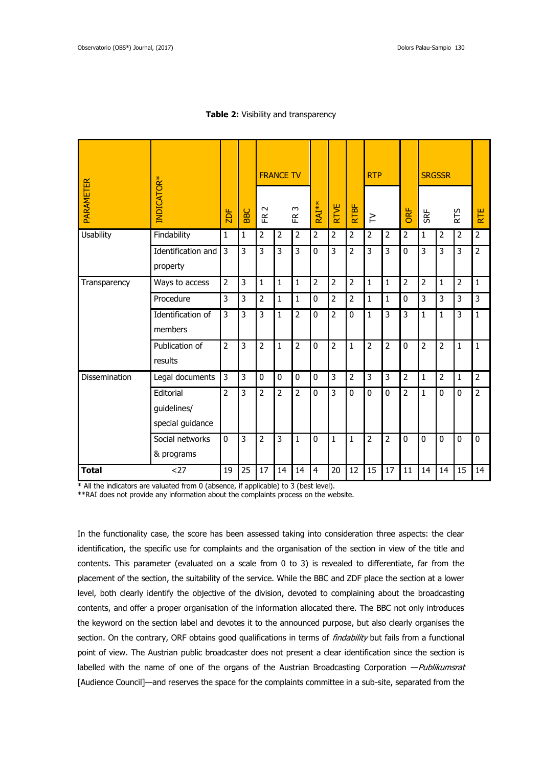**Table 2:** Visibility and transparency

| PARAMETER | INDICATOR* | | | FRANCE TV | | | | | | RTP | | | SRGSSR | | | |
|---|---|---|---|---|---|---|---|---|---|---|---|---|---|---|---|---|
| | | ZDF | BBC | FR 2 | | FR 3 | RAI** | RTVE | RTBF | TV | | ORF | SRF | | RTS | RTE |
| Usability | Findability | 1 | 1 | 2 | 2 | 2 | 2 | 2 | 2 | 2 | 2 | 2 | 1 | 2 | 2 | 2 |
| | Identification and property | 3 | 3 | 3 | 3 | 3 | 0 | 3 | 2 | 3 | 3 | 0 | 3 | 3 | 3 | 2 |
| Transparency | Ways to access | 2 | 3 | 1 | 1 | 1 | 2 | 2 | 2 | 1 | 1 | 2 | 2 | 1 | 2 | 1 |
| | Procedure | 3 | 3 | 2 | 1 | 1 | 0 | 2 | 2 | 1 | 1 | 0 | 3 | 3 | 3 | 3 |
| | Identification of members | 3 | 3 | 3 | 1 | 2 | 0 | 2 | 0 | 1 | 3 | 3 | 1 | 1 | 3 | 1 |
| | Publication of results | 2 | 3 | 2 | 1 | 2 | 0 | 2 | 1 | 2 | 2 | 0 | 2 | 2 | 1 | 1 |
| Dissemination | Legal documents | 3 | 3 | 0 | 0 | 0 | 0 | 3 | 2 | 3 | 3 | 2 | 1 | 2 | 1 | 2 |
| | Editorial guidelines/ special guidance | 2 | 3 | 2 | 2 | 2 | 0 | 3 | 0 | 0 | 0 | 2 | 1 | 0 | 0 | 2 |
| | Social networks & programs | 0 | 3 | 2 | 3 | 1 | 0 | 1 | 1 | 2 | 2 | 0 | 0 | 0 | 0 | 0 |
| **Total** | <27 | 19 | 25 | 17 | 14 | 14 | 4 | 20 | 12 | 15 | 17 | 11 | 14 | 14 | 15 | 14 |

\* All the indicators are valuated from 0 (absence, if applicable) to 3 (best level).
\*\*RAI does not provide any information about the complaints process on the website.

In the functionality case, the score has been assessed taking into consideration three aspects: the clear identification, the specific use for complaints and the organisation of the section in view of the title and contents. This parameter (evaluated on a scale from 0 to 3) is revealed to differentiate, far from the placement of the section, the suitability of the service. While the BBC and ZDF place the section at a lower level, both clearly identify the objective of the division, devoted to complaining about the broadcasting contents, and offer a proper organisation of the information allocated there. The BBC not only introduces the keyword on the section label and devotes it to the announced purpose, but also clearly organises the section. On the contrary, ORF obtains good qualifications in terms of *findability* but fails from a functional point of view. The Austrian public broadcaster does not present a clear identification since the section is labelled with the name of one of the organs of the Austrian Broadcasting Corporation —*Publikumsrat* [Audience Council]—and reserves the space for the complaints committee in a sub-site, separated from the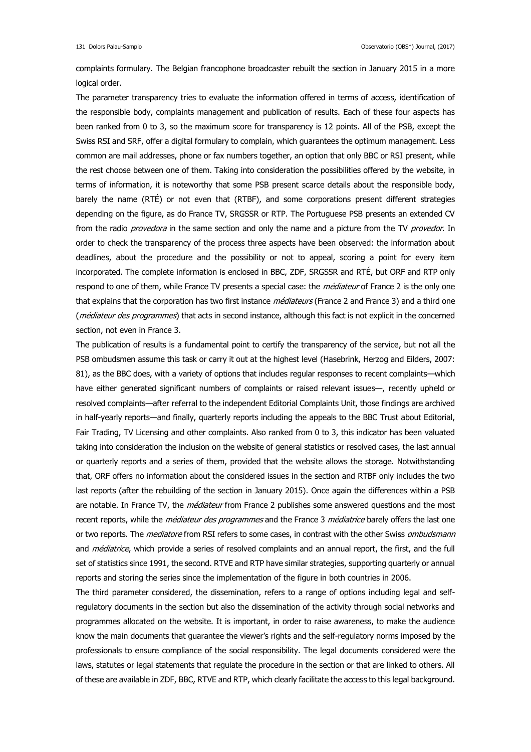complaints formulary. The Belgian francophone broadcaster rebuilt the section in January 2015 in a more logical order.

The parameter transparency tries to evaluate the information offered in terms of access, identification of the responsible body, complaints management and publication of results. Each of these four aspects has been ranked from 0 to 3, so the maximum score for transparency is 12 points. All of the PSB, except the Swiss RSI and SRF, offer a digital formulary to complain, which guarantees the optimum management. Less common are mail addresses, phone or fax numbers together, an option that only BBC or RSI present, while the rest choose between one of them. Taking into consideration the possibilities offered by the website, in terms of information, it is noteworthy that some PSB present scarce details about the responsible body, barely the name (RTÉ) or not even that (RTBF), and some corporations present different strategies depending on the figure, as do France TV, SRGSSR or RTP. The Portuguese PSB presents an extended CV from the radio *provedora* in the same section and only the name and a picture from the TV *provedor*. In order to check the transparency of the process three aspects have been observed: the information about deadlines, about the procedure and the possibility or not to appeal, scoring a point for every item incorporated. The complete information is enclosed in BBC, ZDF, SRGSSR and RTÉ, but ORF and RTP only respond to one of them, while France TV presents a special case: the *médiateur* of France 2 is the only one that explains that the corporation has two first instance *médiateurs* (France 2 and France 3) and a third one (*médiateur des programmes*) that acts in second instance, although this fact is not explicit in the concerned section, not even in France 3.

The publication of results is a fundamental point to certify the transparency of the service, but not all the PSB ombudsmen assume this task or carry it out at the highest level (Hasebrink, Herzog and Eilders, 2007: 81), as the BBC does, with a variety of options that includes regular responses to recent complaints—which have either generated significant numbers of complaints or raised relevant issues—, recently upheld or resolved complaints—after referral to the independent Editorial Complaints Unit, those findings are archived in half-yearly reports—and finally, quarterly reports including the appeals to the BBC Trust about Editorial, Fair Trading, TV Licensing and other complaints. Also ranked from 0 to 3, this indicator has been valuated taking into consideration the inclusion on the website of general statistics or resolved cases, the last annual or quarterly reports and a series of them, provided that the website allows the storage. Notwithstanding that, ORF offers no information about the considered issues in the section and RTBF only includes the two last reports (after the rebuilding of the section in January 2015). Once again the differences within a PSB are notable. In France TV, the *médiateur* from France 2 publishes some answered questions and the most recent reports, while the *médiateur des programmes* and the France 3 *médiatrice* barely offers the last one or two reports. The *mediatore* from RSI refers to some cases, in contrast with the other Swiss *ombudsmann* and *médiatrice*, which provide a series of resolved complaints and an annual report, the first, and the full set of statistics since 1991, the second. RTVE and RTP have similar strategies, supporting quarterly or annual reports and storing the series since the implementation of the figure in both countries in 2006.

The third parameter considered, the dissemination, refers to a range of options including legal and self-regulatory documents in the section but also the dissemination of the activity through social networks and programmes allocated on the website. It is important, in order to raise awareness, to make the audience know the main documents that guarantee the viewer's rights and the self-regulatory norms imposed by the professionals to ensure compliance of the social responsibility. The legal documents considered were the laws, statutes or legal statements that regulate the procedure in the section or that are linked to others. All of these are available in ZDF, BBC, RTVE and RTP, which clearly facilitate the access to this legal background.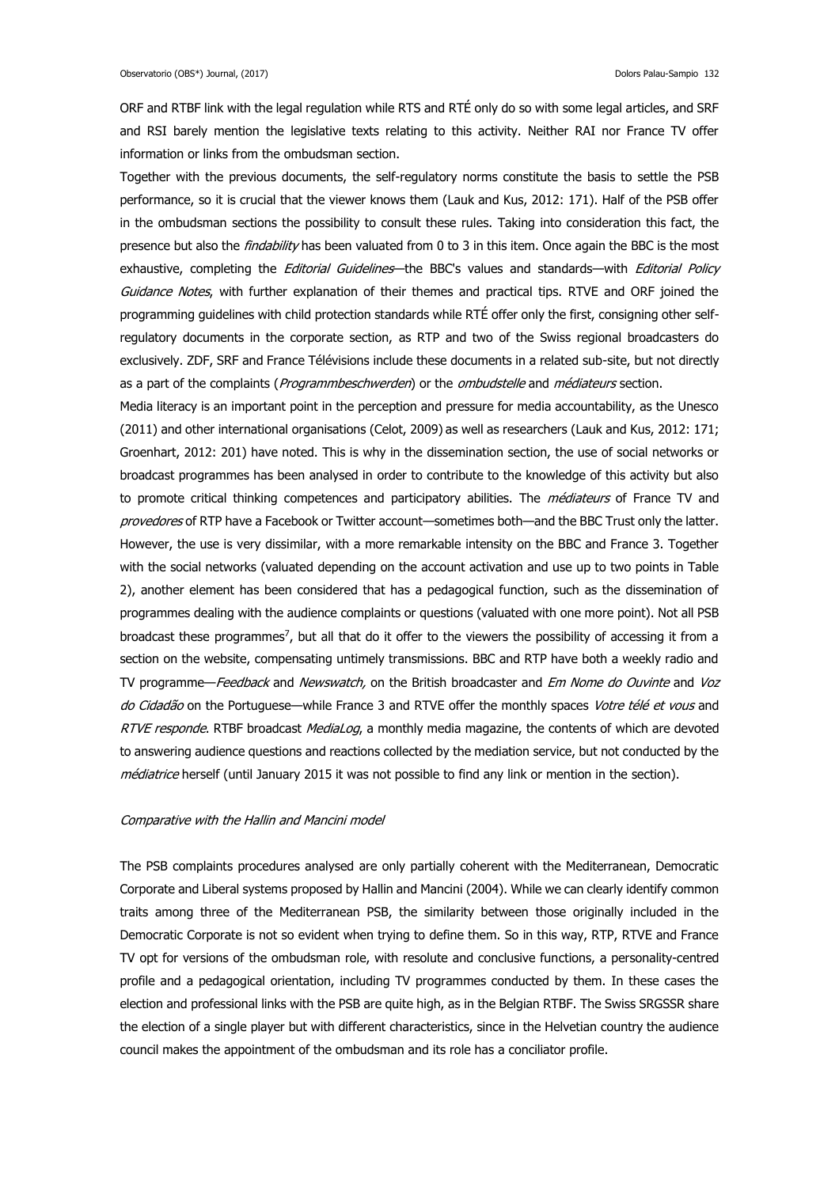ORF and RTBF link with the legal regulation while RTS and RTÉ only do so with some legal articles, and SRF and RSI barely mention the legislative texts relating to this activity. Neither RAI nor France TV offer information or links from the ombudsman section.

Together with the previous documents, the self-regulatory norms constitute the basis to settle the PSB performance, so it is crucial that the viewer knows them (Lauk and Kus, 2012: 171). Half of the PSB offer in the ombudsman sections the possibility to consult these rules. Taking into consideration this fact, the presence but also the *findability* has been valuated from 0 to 3 in this item. Once again the BBC is the most exhaustive, completing the *Editorial Guidelines*—the BBC's values and standards—with *Editorial Policy Guidance Notes*, with further explanation of their themes and practical tips. RTVE and ORF joined the programming guidelines with child protection standards while RTÉ offer only the first, consigning other self-regulatory documents in the corporate section, as RTP and two of the Swiss regional broadcasters do exclusively. ZDF, SRF and France Télévisions include these documents in a related sub-site, but not directly as a part of the complaints (*Programmbeschwerden*) or the *ombudstelle* and *médiateurs* section.

Media literacy is an important point in the perception and pressure for media accountability, as the Unesco (2011) and other international organisations (Celot, 2009) as well as researchers (Lauk and Kus, 2012: 171; Groenhart, 2012: 201) have noted. This is why in the dissemination section, the use of social networks or broadcast programmes has been analysed in order to contribute to the knowledge of this activity but also to promote critical thinking competences and participatory abilities. The *médiateurs* of France TV and *provedores* of RTP have a Facebook or Twitter account—sometimes both—and the BBC Trust only the latter. However, the use is very dissimilar, with a more remarkable intensity on the BBC and France 3. Together with the social networks (valuated depending on the account activation and use up to two points in Table 2), another element has been considered that has a pedagogical function, such as the dissemination of programmes dealing with the audience complaints or questions (valuated with one more point). Not all PSB broadcast these programmes[7], but all that do it offer to the viewers the possibility of accessing it from a section on the website, compensating untimely transmissions. BBC and RTP have both a weekly radio and TV programme—*Feedback* and *Newswatch,* on the British broadcaster and *Em Nome do Ouvinte* and *Voz do Cidadão* on the Portuguese—while France 3 and RTVE offer the monthly spaces *Votre télé et vous* and *RTVE responde*. RTBF broadcast *MediaLog*, a monthly media magazine, the contents of which are devoted to answering audience questions and reactions collected by the mediation service, but not conducted by the *médiatrice* herself (until January 2015 it was not possible to find any link or mention in the section).

*Comparative with the Hallin and Mancini model*

The PSB complaints procedures analysed are only partially coherent with the Mediterranean, Democratic Corporate and Liberal systems proposed by Hallin and Mancini (2004). While we can clearly identify common traits among three of the Mediterranean PSB, the similarity between those originally included in the Democratic Corporate is not so evident when trying to define them. So in this way, RTP, RTVE and France TV opt for versions of the ombudsman role, with resolute and conclusive functions, a personality-centred profile and a pedagogical orientation, including TV programmes conducted by them. In these cases the election and professional links with the PSB are quite high, as in the Belgian RTBF. The Swiss SRGSSR share the election of a single player but with different characteristics, since in the Helvetian country the audience council makes the appointment of the ombudsman and its role has a conciliator profile.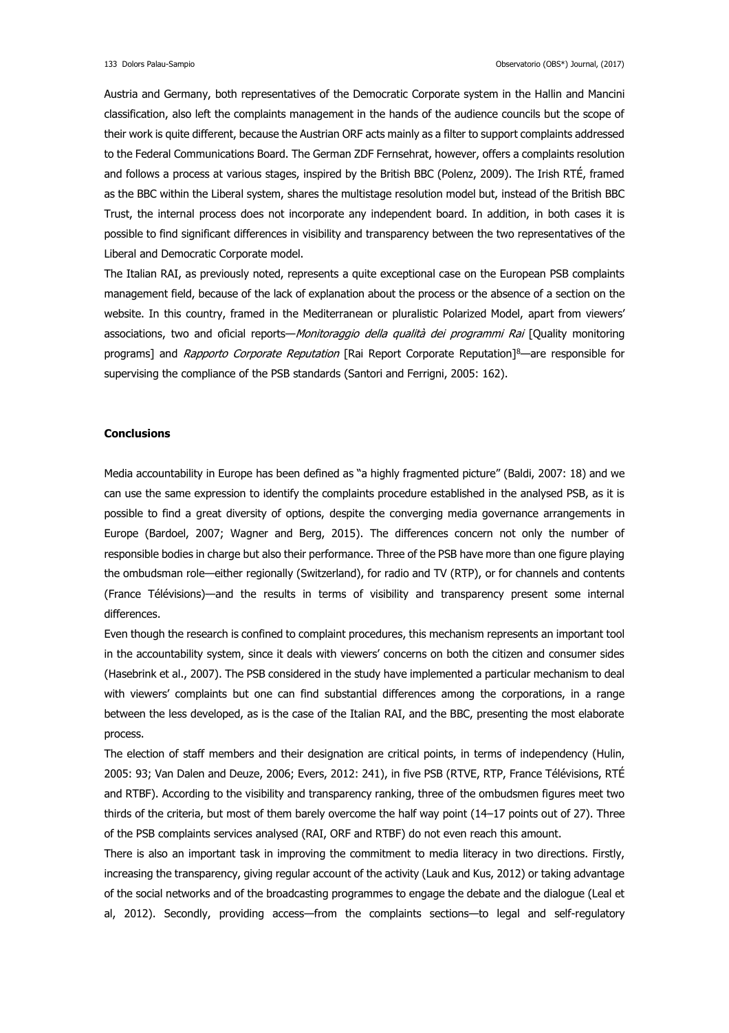Austria and Germany, both representatives of the Democratic Corporate system in the Hallin and Mancini classification, also left the complaints management in the hands of the audience councils but the scope of their work is quite different, because the Austrian ORF acts mainly as a filter to support complaints addressed to the Federal Communications Board. The German ZDF Fernsehrat, however, offers a complaints resolution and follows a process at various stages, inspired by the British BBC (Polenz, 2009). The Irish RTÉ, framed as the BBC within the Liberal system, shares the multistage resolution model but, instead of the British BBC Trust, the internal process does not incorporate any independent board. In addition, in both cases it is possible to find significant differences in visibility and transparency between the two representatives of the Liberal and Democratic Corporate model.

The Italian RAI, as previously noted, represents a quite exceptional case on the European PSB complaints management field, because of the lack of explanation about the process or the absence of a section on the website. In this country, framed in the Mediterranean or pluralistic Polarized Model, apart from viewers' associations, two and oficial reports—*Monitoraggio della qualità dei programmi Rai* [Quality monitoring programs] and *Rapporto Corporate Reputation* [Rai Report Corporate Reputation][8]—are responsible for supervising the compliance of the PSB standards (Santori and Ferrigni, 2005: 162).

## Conclusions

Media accountability in Europe has been defined as "a highly fragmented picture" (Baldi, 2007: 18) and we can use the same expression to identify the complaints procedure established in the analysed PSB, as it is possible to find a great diversity of options, despite the converging media governance arrangements in Europe (Bardoel, 2007; Wagner and Berg, 2015). The differences concern not only the number of responsible bodies in charge but also their performance. Three of the PSB have more than one figure playing the ombudsman role—either regionally (Switzerland), for radio and TV (RTP), or for channels and contents (France Télévisions)—and the results in terms of visibility and transparency present some internal differences.

Even though the research is confined to complaint procedures, this mechanism represents an important tool in the accountability system, since it deals with viewers' concerns on both the citizen and consumer sides (Hasebrink et al., 2007). The PSB considered in the study have implemented a particular mechanism to deal with viewers' complaints but one can find substantial differences among the corporations, in a range between the less developed, as is the case of the Italian RAI, and the BBC, presenting the most elaborate process.

The election of staff members and their designation are critical points, in terms of independency (Hulin, 2005: 93; Van Dalen and Deuze, 2006; Evers, 2012: 241), in five PSB (RTVE, RTP, France Télévisions, RTÉ and RTBF). According to the visibility and transparency ranking, three of the ombudsmen figures meet two thirds of the criteria, but most of them barely overcome the half way point (14–17 points out of 27). Three of the PSB complaints services analysed (RAI, ORF and RTBF) do not even reach this amount.

There is also an important task in improving the commitment to media literacy in two directions. Firstly, increasing the transparency, giving regular account of the activity (Lauk and Kus, 2012) or taking advantage of the social networks and of the broadcasting programmes to engage the debate and the dialogue (Leal et al, 2012). Secondly, providing access—from the complaints sections—to legal and self-regulatory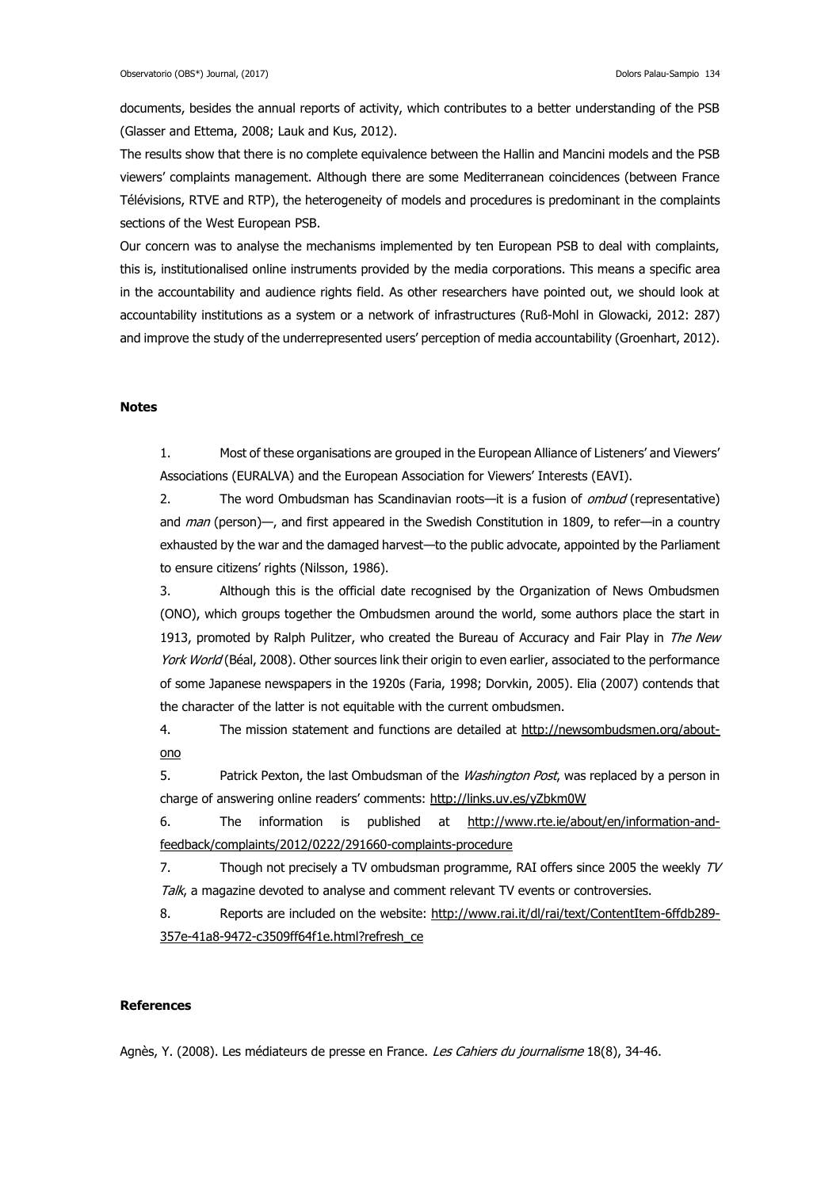documents, besides the annual reports of activity, which contributes to a better understanding of the PSB (Glasser and Ettema, 2008; Lauk and Kus, 2012).

The results show that there is no complete equivalence between the Hallin and Mancini models and the PSB viewers' complaints management. Although there are some Mediterranean coincidences (between France Télévisions, RTVE and RTP), the heterogeneity of models and procedures is predominant in the complaints sections of the West European PSB.

Our concern was to analyse the mechanisms implemented by ten European PSB to deal with complaints, this is, institutionalised online instruments provided by the media corporations. This means a specific area in the accountability and audience rights field. As other researchers have pointed out, we should look at accountability institutions as a system or a network of infrastructures (Ruß-Mohl in Glowacki, 2012: 287) and improve the study of the underrepresented users' perception of media accountability (Groenhart, 2012).

## Notes

1. Most of these organisations are grouped in the European Alliance of Listeners' and Viewers' Associations (EURALVA) and the European Association for Viewers' Interests (EAVI).
2. The word Ombudsman has Scandinavian roots—it is a fusion of *ombud* (representative) and *man* (person)—, and first appeared in the Swedish Constitution in 1809, to refer—in a country exhausted by the war and the damaged harvest—to the public advocate, appointed by the Parliament to ensure citizens' rights (Nilsson, 1986).
3. Although this is the official date recognised by the Organization of News Ombudsmen (ONO), which groups together the Ombudsmen around the world, some authors place the start in 1913, promoted by Ralph Pulitzer, who created the Bureau of Accuracy and Fair Play in *The New York World* (Béal, 2008). Other sources link their origin to even earlier, associated to the performance of some Japanese newspapers in the 1920s (Faria, 1998; Dorvkin, 2005). Elia (2007) contends that the character of the latter is not equitable with the current ombudsmen.
4. The mission statement and functions are detailed at http://newsombudsmen.org/about-ono
5. Patrick Pexton, the last Ombudsman of the *Washington Post*, was replaced by a person in charge of answering online readers' comments: http://links.uv.es/yZbkm0W
6. The information is published at http://www.rte.ie/about/en/information-and-feedback/complaints/2012/0222/291660-complaints-procedure
7. Though not precisely a TV ombudsman programme, RAI offers since 2005 the weekly *TV Talk*, a magazine devoted to analyse and comment relevant TV events or controversies.
8. Reports are included on the website: http://www.rai.it/dl/rai/text/ContentItem-6ffdb289-357e-41a8-9472-c3509ff64f1e.html?refresh_ce

## References

Agnès, Y. (2008). Les médiateurs de presse en France. *Les Cahiers du journalisme* 18(8), 34-46.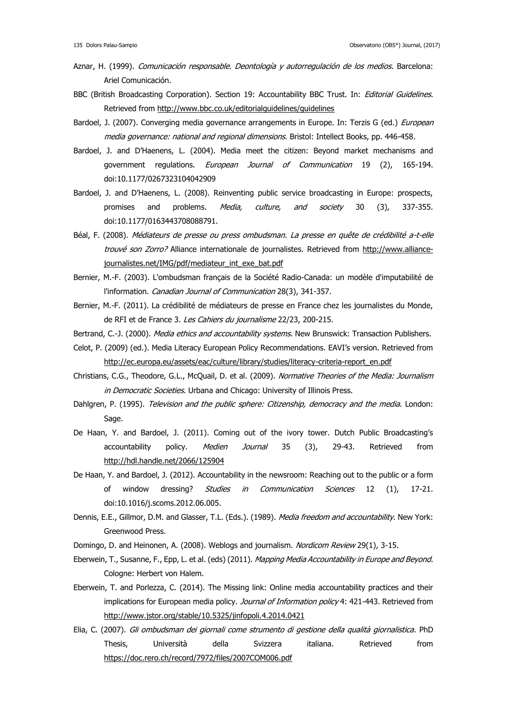Aznar, H. (1999). *Comunicación responsable. Deontología y autorregulación de los medios*. Barcelona: Ariel Comunicación.

BBC (British Broadcasting Corporation). Section 19: Accountability BBC Trust. In: *Editorial Guidelines*. Retrieved from http://www.bbc.co.uk/editorialguidelines/guidelines

Bardoel, J. (2007). Converging media governance arrangements in Europe. In: Terzis G (ed.) *European media governance: national and regional dimensions*. Bristol: Intellect Books, pp. 446-458.

Bardoel, J. and D'Haenens, L. (2004). Media meet the citizen: Beyond market mechanisms and government regulations. *European Journal of Communication* 19 (2), 165-194. doi:10.1177/0267323104042909

Bardoel, J. and D'Haenens, L. (2008). Reinventing public service broadcasting in Europe: prospects, promises and problems. *Media, culture, and society* 30 (3), 337-355. doi:10.1177/0163443708088791.

Béal, F. (2008). *Médiateurs de presse ou press ombudsman. La presse en quête de crédibilité a-t-elle trouvé son Zorro?* Alliance internationale de journalistes. Retrieved from http://www.alliance-journalistes.net/IMG/pdf/mediateur_int_exe_bat.pdf

Bernier, M.-F. (2003). L'ombudsman français de la Société Radio-Canada: un modèle d'imputabilité de l'information. *Canadian Journal of Communication* 28(3), 341-357.

Bernier, M.-F. (2011). La crédibilité de médiateurs de presse en France chez les journalistes du Monde, de RFI et de France 3. *Les Cahiers du journalisme* 22/23, 200-215.

Bertrand, C.-J. (2000). *Media ethics and accountability systems*. New Brunswick: Transaction Publishers.

Celot, P. (2009) (ed.). Media Literacy European Policy Recommendations. EAVI's version. Retrieved from http://ec.europa.eu/assets/eac/culture/library/studies/literacy-criteria-report_en.pdf

Christians, C.G., Theodore, G.L., McQuail, D. et al. (2009). *Normative Theories of the Media: Journalism in Democratic Societies*. Urbana and Chicago: University of Illinois Press.

Dahlgren, P. (1995). *Television and the public sphere: Citizenship, democracy and the media*. London: Sage.

De Haan, Y. and Bardoel, J. (2011). Coming out of the ivory tower. Dutch Public Broadcasting's accountability policy. *Medien Journal* 35 (3), 29-43. Retrieved from http://hdl.handle.net/2066/125904

De Haan, Y. and Bardoel, J. (2012). Accountability in the newsroom: Reaching out to the public or a form of window dressing? *Studies in Communication Sciences* 12 (1), 17-21. doi:10.1016/j.scoms.2012.06.005.

Dennis, E.E., Gillmor, D.M. and Glasser, T.L. (Eds.). (1989). *Media freedom and accountability*. New York: Greenwood Press.

Domingo, D. and Heinonen, A. (2008). Weblogs and journalism. *Nordicom Review* 29(1), 3-15.

Eberwein, T., Susanne, F., Epp, L. et al. (eds) (2011). *Mapping Media Accountability in Europe and Beyond*. Cologne: Herbert von Halem.

Eberwein, T. and Porlezza, C. (2014). The Missing link: Online media accountability practices and their implications for European media policy. *Journal of Information policy* 4: 421-443. Retrieved from http://www.jstor.org/stable/10.5325/jinfopoli.4.2014.0421

Elia, C. (2007). *Gli ombudsman dei giornali come strumento di gestione della qualità giornalistica*. PhD Thesis, Università della Svizzera italiana. Retrieved from https://doc.rero.ch/record/7972/files/2007COM006.pdf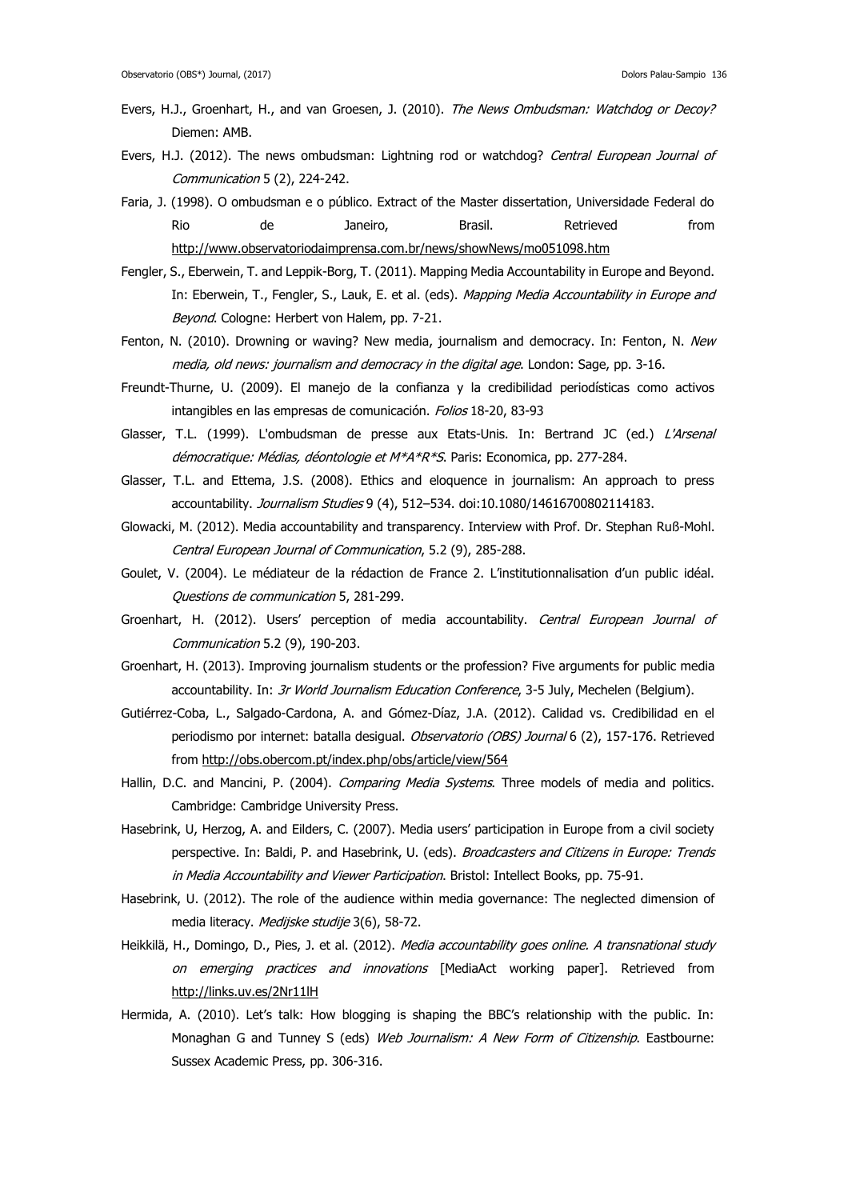Evers, H.J., Groenhart, H., and van Groesen, J. (2010). *The News Ombudsman: Watchdog or Decoy?* Diemen: AMB.

Evers, H.J. (2012). The news ombudsman: Lightning rod or watchdog? *Central European Journal of Communication* 5 (2), 224-242.

Faria, J. (1998). O ombudsman e o público. Extract of the Master dissertation, Universidade Federal do Rio de Janeiro, Brasil. Retrieved from http://www.observatoriodaimprensa.com.br/news/showNews/mo051098.htm

Fengler, S., Eberwein, T. and Leppik-Borg, T. (2011). Mapping Media Accountability in Europe and Beyond. In: Eberwein, T., Fengler, S., Lauk, E. et al. (eds). *Mapping Media Accountability in Europe and Beyond*. Cologne: Herbert von Halem, pp. 7-21.

Fenton, N. (2010). Drowning or waving? New media, journalism and democracy. In: Fenton, N. *New media, old news: journalism and democracy in the digital age*. London: Sage, pp. 3-16.

Freundt-Thurne, U. (2009). El manejo de la confianza y la credibilidad periodísticas como activos intangibles en las empresas de comunicación. *Folios* 18-20, 83-93

Glasser, T.L. (1999). L'ombudsman de presse aux Etats-Unis. In: Bertrand JC (ed.) *L'Arsenal démocratique: Médias, déontologie et M*A*R*S*. Paris: Economica, pp. 277-284.

Glasser, T.L. and Ettema, J.S. (2008). Ethics and eloquence in journalism: An approach to press accountability. *Journalism Studies* 9 (4), 512–534. doi:10.1080/14616700802114183.

Glowacki, M. (2012). Media accountability and transparency. Interview with Prof. Dr. Stephan Ruß-Mohl. *Central European Journal of Communication*, 5.2 (9), 285-288.

Goulet, V. (2004). Le médiateur de la rédaction de France 2. L'institutionnalisation d'un public idéal. *Questions de communication* 5, 281-299.

Groenhart, H. (2012). Users' perception of media accountability. *Central European Journal of Communication* 5.2 (9), 190-203.

Groenhart, H. (2013). Improving journalism students or the profession? Five arguments for public media accountability. In: *3r World Journalism Education Conference*, 3-5 July, Mechelen (Belgium).

Gutiérrez-Coba, L., Salgado-Cardona, A. and Gómez-Díaz, J.A. (2012). Calidad vs. Credibilidad en el periodismo por internet: batalla desigual. *Observatorio (OBS) Journal* 6 (2), 157-176. Retrieved from http://obs.obercom.pt/index.php/obs/article/view/564

Hallin, D.C. and Mancini, P. (2004). *Comparing Media Systems*. Three models of media and politics. Cambridge: Cambridge University Press.

Hasebrink, U, Herzog, A. and Eilders, C. (2007). Media users' participation in Europe from a civil society perspective. In: Baldi, P. and Hasebrink, U. (eds). *Broadcasters and Citizens in Europe: Trends in Media Accountability and Viewer Participation*. Bristol: Intellect Books, pp. 75-91.

Hasebrink, U. (2012). The role of the audience within media governance: The neglected dimension of media literacy. *Medijske studije* 3(6), 58-72.

Heikkilä, H., Domingo, D., Pies, J. et al. (2012). *Media accountability goes online. A transnational study on emerging practices and innovations* [MediaAct working paper]. Retrieved from http://links.uv.es/2Nr11lH

Hermida, A. (2010). Let's talk: How blogging is shaping the BBC's relationship with the public. In: Monaghan G and Tunney S (eds) *Web Journalism: A New Form of Citizenship*. Eastbourne: Sussex Academic Press, pp. 306-316.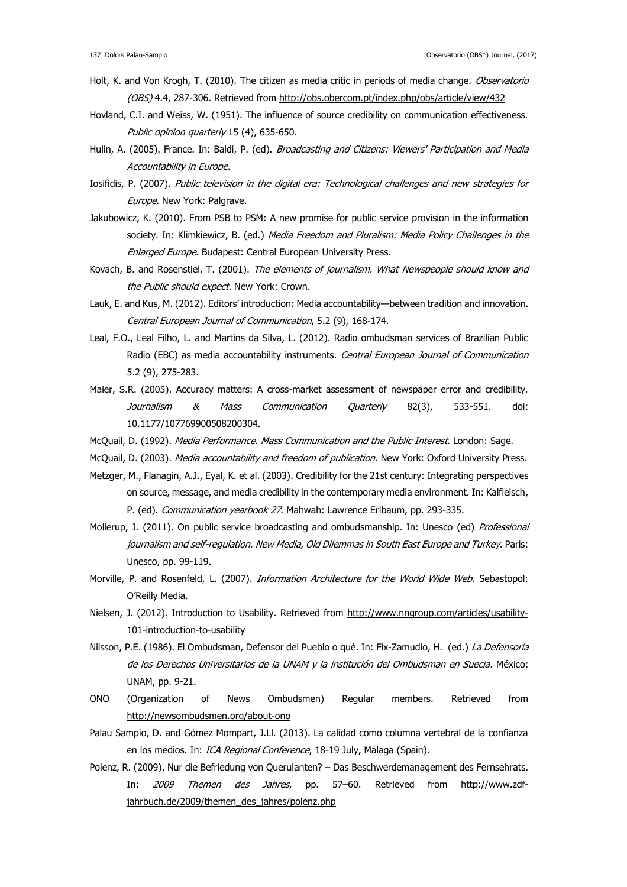Holt, K. and Von Krogh, T. (2010). The citizen as media critic in periods of media change. *Observatorio (OBS)* 4.4, 287-306. Retrieved from http://obs.obercom.pt/index.php/obs/article/view/432

Hovland, C.I. and Weiss, W. (1951). The influence of source credibility on communication effectiveness. *Public opinion quarterly* 15 (4), 635-650.

Hulin, A. (2005). France. In: Baldi, P. (ed). *Broadcasting and Citizens: Viewers' Participation and Media Accountability in Europe*.

Iosifidis, P. (2007). *Public television in the digital era: Technological challenges and new strategies for Europe*. New York: Palgrave.

Jakubowicz, K. (2010). From PSB to PSM: A new promise for public service provision in the information society. In: Klimkiewicz, B. (ed.) *Media Freedom and Pluralism: Media Policy Challenges in the Enlarged Europe*. Budapest: Central European University Press.

Kovach, B. and Rosenstiel, T. (2001). *The elements of journalism. What Newspeople should know and the Public should expect.* New York: Crown.

Lauk, E. and Kus, M. (2012). Editors' introduction: Media accountability—between tradition and innovation. *Central European Journal of Communication*, 5.2 (9), 168-174.

Leal, F.O., Leal Filho, L. and Martins da Silva, L. (2012). Radio ombudsman services of Brazilian Public Radio (EBC) as media accountability instruments. *Central European Journal of Communication* 5.2 (9), 275-283.

Maier, S.R. (2005). Accuracy matters: A cross-market assessment of newspaper error and credibility. *Journalism & Mass Communication Quarterly* 82(3), 533-551. doi: 10.1177/107769900508200304.

McQuail, D. (1992). *Media Performance. Mass Communication and the Public Interest*. London: Sage.

McQuail, D. (2003). *Media accountability and freedom of publication*. New York: Oxford University Press.

Metzger, M., Flanagin, A.J., Eyal, K. et al. (2003). Credibility for the 21st century: Integrating perspectives on source, message, and media credibility in the contemporary media environment. In: Kalfleisch, P. (ed). *Communication yearbook 27*. Mahwah: Lawrence Erlbaum, pp. 293-335.

Mollerup, J. (2011). On public service broadcasting and ombudsmanship. In: Unesco (ed) *Professional journalism and self-regulation. New Media, Old Dilemmas in South East Europe and Turkey*. Paris: Unesco, pp. 99-119.

Morville, P. and Rosenfeld, L. (2007). *Information Architecture for the World Wide Web*. Sebastopol: O'Reilly Media.

Nielsen, J. (2012). Introduction to Usability. Retrieved from http://www.nngroup.com/articles/usability-101-introduction-to-usability

Nilsson, P.E. (1986). El Ombudsman, Defensor del Pueblo o qué. In: Fix-Zamudio, H. (ed.) *La Defensoría de los Derechos Universitarios de la UNAM y la institución del Ombudsman en Suecia*. México: UNAM, pp. 9-21.

ONO (Organization of News Ombudsmen) Regular members. Retrieved from http://newsombudsmen.org/about-ono

Palau Sampio, D. and Gómez Mompart, J.Ll. (2013). La calidad como columna vertebral de la confianza en los medios. In: *ICA Regional Conference*, 18-19 July, Málaga (Spain).

Polenz, R. (2009). Nur die Befriedung von Querulanten? – Das Beschwerdemanagement des Fernsehrats. In: *2009 Themen des Jahres*, pp. 57–60. Retrieved from http://www.zdf-jahrbuch.de/2009/themen_des_jahres/polenz.php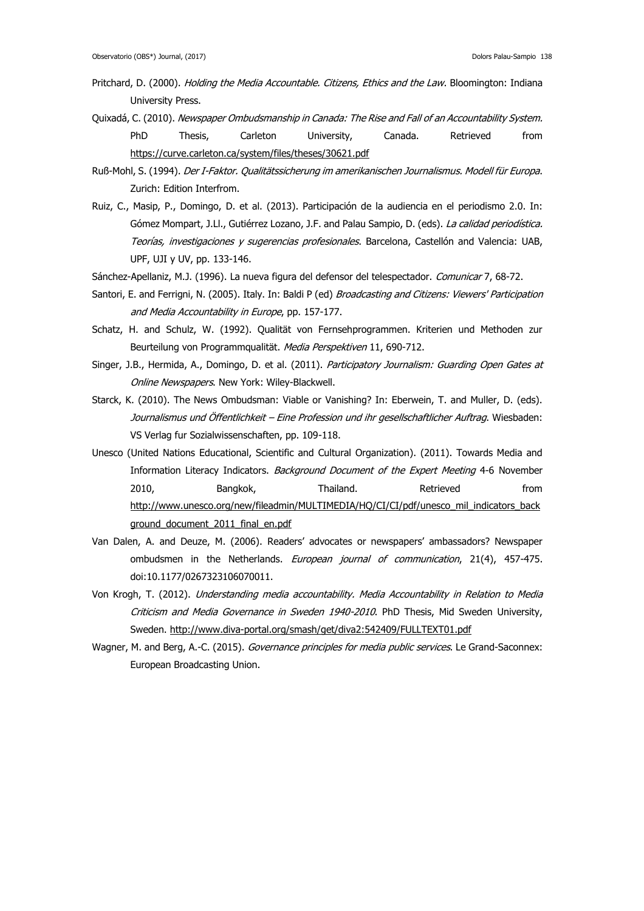Pritchard, D. (2000). *Holding the Media Accountable. Citizens, Ethics and the Law*. Bloomington: Indiana University Press.

Quixadá, C. (2010). *Newspaper Ombudsmanship in Canada: The Rise and Fall of an Accountability System.* PhD Thesis, Carleton University, Canada. Retrieved from https://curve.carleton.ca/system/files/theses/30621.pdf

Ruß-Mohl, S. (1994). *Der I-Faktor. Qualitätssicherung im amerikanischen Journalismus. Modell für Europa*. Zurich: Edition Interfrom.

Ruiz, C., Masip, P., Domingo, D. et al. (2013). Participación de la audiencia en el periodismo 2.0. In: Gómez Mompart, J.Ll., Gutiérrez Lozano, J.F. and Palau Sampio, D. (eds). *La calidad periodística. Teorías, investigaciones y sugerencias profesionales*. Barcelona, Castellón and Valencia: UAB, UPF, UJI y UV, pp. 133-146.

Sánchez-Apellaniz, M.J. (1996). La nueva figura del defensor del telespectador. *Comunicar* 7, 68-72.

Santori, E. and Ferrigni, N. (2005). Italy. In: Baldi P (ed) *Broadcasting and Citizens: Viewers' Participation and Media Accountability in Europe*, pp. 157-177.

Schatz, H. and Schulz, W. (1992). Qualität von Fernsehprogrammen. Kriterien und Methoden zur Beurteilung von Programmqualität. *Media Perspektiven* 11, 690-712.

Singer, J.B., Hermida, A., Domingo, D. et al. (2011). *Participatory Journalism: Guarding Open Gates at Online Newspapers*. New York: Wiley-Blackwell.

Starck, K. (2010). The News Ombudsman: Viable or Vanishing? In: Eberwein, T. and Muller, D. (eds). *Journalismus und Öffentlichkeit – Eine Profession und ihr gesellschaftlicher Auftrag*. Wiesbaden: VS Verlag fur Sozialwissenschaften, pp. 109-118.

Unesco (United Nations Educational, Scientific and Cultural Organization). (2011). Towards Media and Information Literacy Indicators. *Background Document of the Expert Meeting* 4-6 November 2010, Bangkok, Thailand. Retrieved from http://www.unesco.org/new/fileadmin/MULTIMEDIA/HQ/CI/CI/pdf/unesco_mil_indicators_background_document_2011_final_en.pdf

Van Dalen, A. and Deuze, M. (2006). Readers' advocates or newspapers' ambassadors? Newspaper ombudsmen in the Netherlands. *European journal of communication*, 21(4), 457-475. doi:10.1177/0267323106070011.

Von Krogh, T. (2012). *Understanding media accountability. Media Accountability in Relation to Media Criticism and Media Governance in Sweden 1940-2010*. PhD Thesis, Mid Sweden University, Sweden. http://www.diva-portal.org/smash/get/diva2:542409/FULLTEXT01.pdf

Wagner, M. and Berg, A.-C. (2015). *Governance principles for media public services*. Le Grand-Saconnex: European Broadcasting Union.